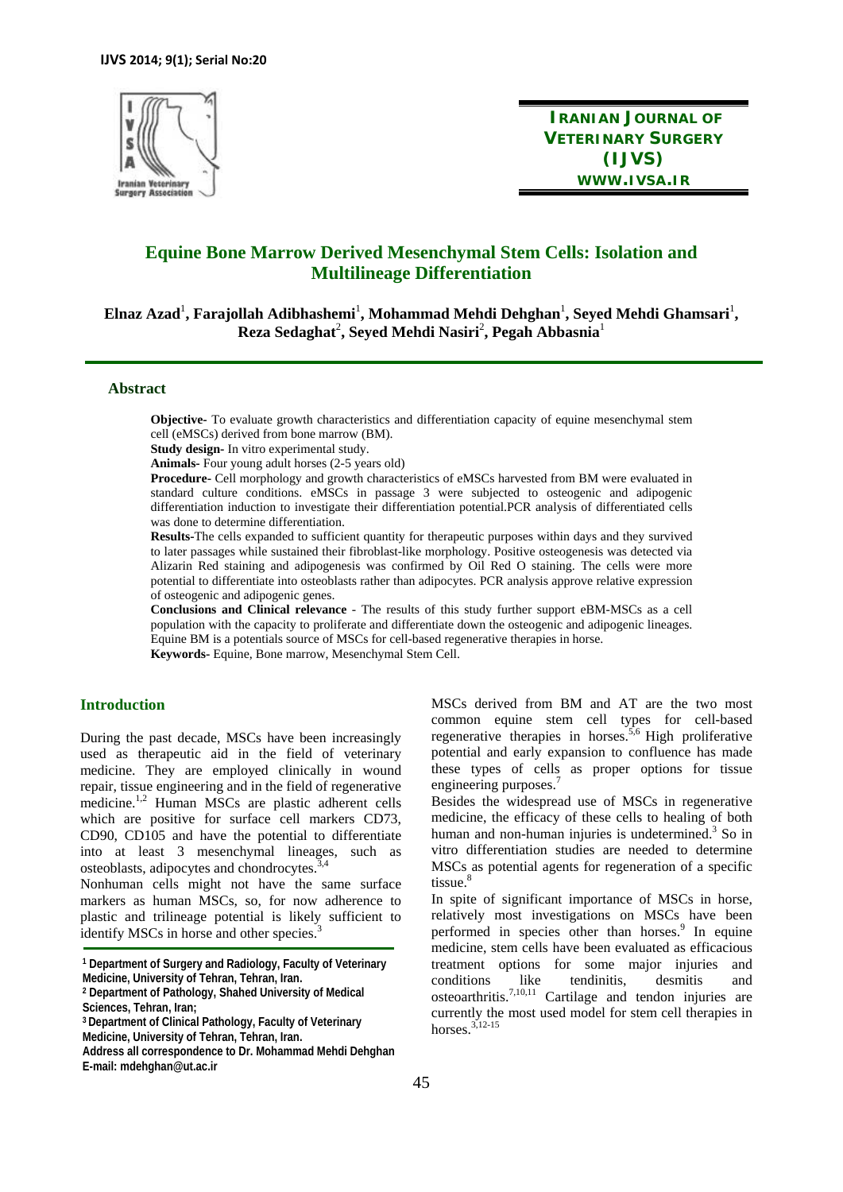# Equine Bone Marrow Derived Mesenchymal Stem Cells: Isolation and Multilineage Differentiation

**Elnaz Azad[1], Farajollah Adibhashemi[1], Mohammad Mehdi Dehghan[1], Seyed Mehdi Ghamsari[1], Reza Sedaghat[2], Seyed Mehdi Nasiri[2], Pegah Abbasnia[1]**

## Abstract

**Objective-** To evaluate growth characteristics and differentiation capacity of equine mesenchymal stem cell (eMSCs) derived from bone marrow (BM).

**Study design-** In vitro experimental study.

**Animals-** Four young adult horses (2-5 years old)

**Procedure-** Cell morphology and growth characteristics of eMSCs harvested from BM were evaluated in standard culture conditions. eMSCs in passage 3 were subjected to osteogenic and adipogenic differentiation induction to investigate their differentiation potential.PCR analysis of differentiated cells was done to determine differentiation.

**Results-**The cells expanded to sufficient quantity for therapeutic purposes within days and they survived to later passages while sustained their fibroblast-like morphology. Positive osteogenesis was detected via Alizarin Red staining and adipogenesis was confirmed by Oil Red O staining. The cells were more potential to differentiate into osteoblasts rather than adipocytes. PCR analysis approve relative expression of osteogenic and adipogenic genes.

**Conclusions and Clinical relevance** - The results of this study further support eBM-MSCs as a cell population with the capacity to proliferate and differentiate down the osteogenic and adipogenic lineages. Equine BM is a potentials source of MSCs for cell-based regenerative therapies in horse.

**Keywords-** Equine, Bone marrow, Mesenchymal Stem Cell.

## Introduction

During the past decade, MSCs have been increasingly used as therapeutic aid in the field of veterinary medicine. They are employed clinically in wound repair, tissue engineering and in the field of regenerative medicine.[1,2] Human MSCs are plastic adherent cells which are positive for surface cell markers CD73, CD90, CD105 and have the potential to differentiate into at least 3 mesenchymal lineages, such as osteoblasts, adipocytes and chondrocytes.[3,4]

Nonhuman cells might not have the same surface markers as human MSCs, so, for now adherence to plastic and trilineage potential is likely sufficient to identify MSCs in horse and other species.[3]

MSCs derived from BM and AT are the two most common equine stem cell types for cell-based regenerative therapies in horses.[5,6] High proliferative potential and early expansion to confluence has made these types of cells as proper options for tissue engineering purposes.[7]

Besides the widespread use of MSCs in regenerative medicine, the efficacy of these cells to healing of both human and non-human injuries is undetermined.[3] So in vitro differentiation studies are needed to determine MSCs as potential agents for regeneration of a specific tissue.[8]

In spite of significant importance of MSCs in horse, relatively most investigations on MSCs have been performed in species other than horses.[9] In equine medicine, stem cells have been evaluated as efficacious treatment options for some major injuries and conditions like tendinitis, desmitis and osteoarthritis.[7,10,11] Cartilage and tendon injuries are currently the most used model for stem cell therapies in horses.[3,12-15]

---

[1] Department of Surgery and Radiology, Faculty of Veterinary Medicine, University of Tehran, Tehran, Iran.

[2] Department of Pathology, Shahed University of Medical Sciences, Tehran, Iran;

[3] Department of Clinical Pathology, Faculty of Veterinary Medicine, University of Tehran, Tehran, Iran.

Address all correspondence to Dr. Mohammad Mehdi Dehghan

E-mail: mdehghan@ut.ac.ir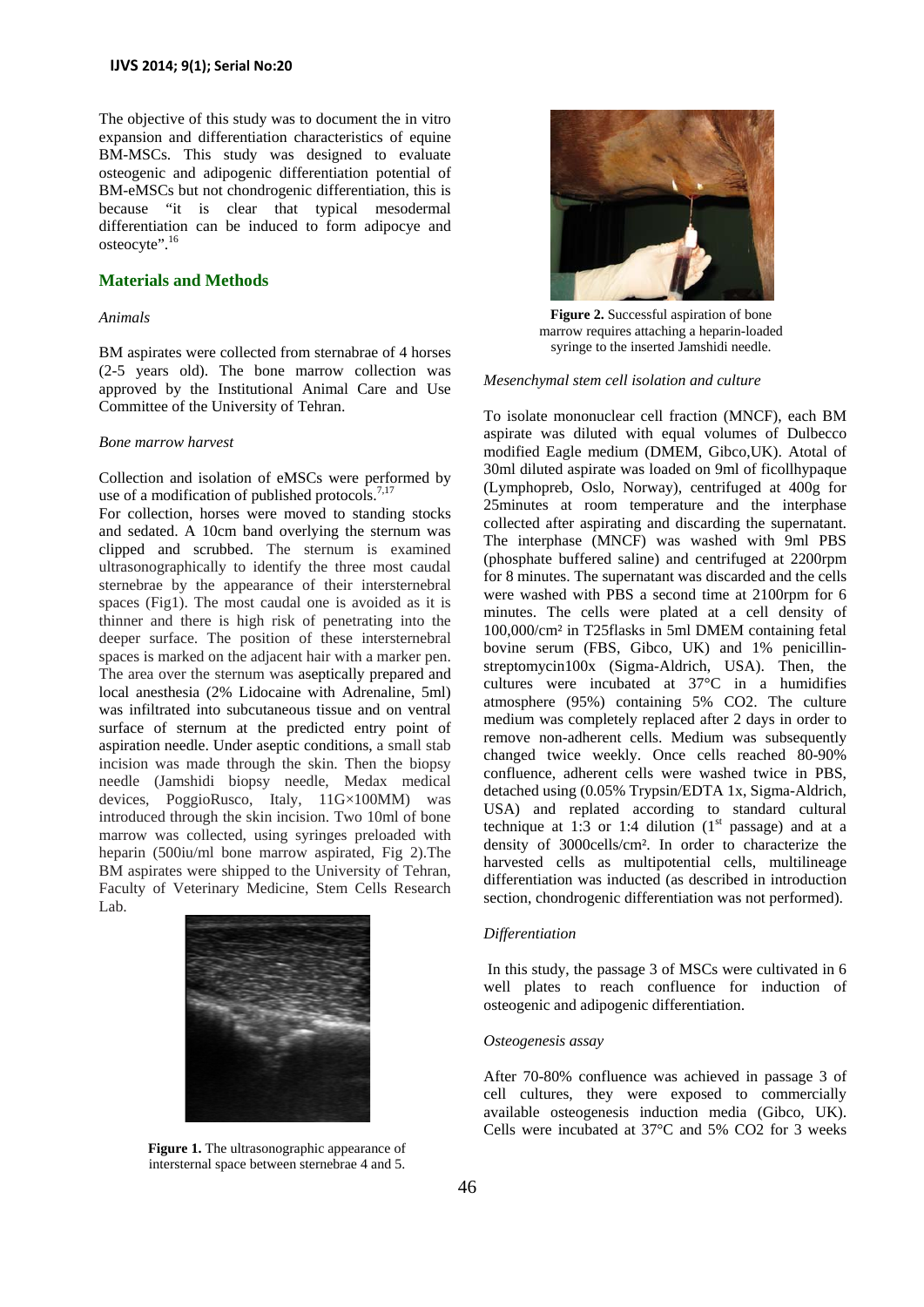The objective of this study was to document the in vitro expansion and differentiation characteristics of equine BM-MSCs. This study was designed to evaluate osteogenic and adipogenic differentiation potential of BM-eMSCs but not chondrogenic differentiation, this is because "it is clear that typical mesodermal differentiation can be induced to form adipocye and osteocyte".[16]

## Materials and Methods

### *Animals*

BM aspirates were collected from sternabrae of 4 horses (2-5 years old). The bone marrow collection was approved by the Institutional Animal Care and Use Committee of the University of Tehran.

### *Bone marrow harvest*

Collection and isolation of eMSCs were performed by use of a modification of published protocols.[7,17]

For collection, horses were moved to standing stocks and sedated. A 10cm band overlying the sternum was clipped and scrubbed. The sternum is examined ultrasonographically to identify the three most caudal sternebrae by the appearance of their intersternebral spaces (Fig1). The most caudal one is avoided as it is thinner and there is high risk of penetrating into the deeper surface. The position of these intersternebral spaces is marked on the adjacent hair with a marker pen. The area over the sternum was aseptically prepared and local anesthesia (2% Lidocaine with Adrenaline, 5ml) was infiltrated into subcutaneous tissue and on ventral surface of sternum at the predicted entry point of aspiration needle. Under aseptic conditions, a small stab incision was made through the skin. Then the biopsy needle (Jamshidi biopsy needle, Medax medical devices, PoggioRusco, Italy, 11G×100MM) was introduced through the skin incision. Two 10ml of bone marrow was collected, using syringes preloaded with heparin (500iu/ml bone marrow aspirated, Fig 2).The BM aspirates were shipped to the University of Tehran, Faculty of Veterinary Medicine, Stem Cells Research Lab.

**Figure 1.** The ultrasonographic appearance of intersternal space between sternebrae 4 and 5.

**Figure 2.** Successful aspiration of bone marrow requires attaching a heparin-loaded syringe to the inserted Jamshidi needle.

### *Mesenchymal stem cell isolation and culture*

To isolate mononuclear cell fraction (MNCF), each BM aspirate was diluted with equal volumes of Dulbecco modified Eagle medium (DMEM, Gibco,UK). Atotal of 30ml diluted aspirate was loaded on 9ml of ficollhypaque (Lymphopreb, Oslo, Norway), centrifuged at 400g for 25minutes at room temperature and the interphase collected after aspirating and discarding the supernatant. The interphase (MNCF) was washed with 9ml PBS (phosphate buffered saline) and centrifuged at 2200rpm for 8 minutes. The supernatant was discarded and the cells were washed with PBS a second time at 2100rpm for 6 minutes. The cells were plated at a cell density of 100,000/cm² in T25flasks in 5ml DMEM containing fetal bovine serum (FBS, Gibco, UK) and 1% penicillin-streptomycin100x (Sigma-Aldrich, USA). Then, the cultures were incubated at 37°C in a humidifies atmosphere (95%) containing 5% $CO_2$. The culture medium was completely replaced after 2 days in order to remove non-adherent cells. Medium was subsequently changed twice weekly. Once cells reached 80-90% confluence, adherent cells were washed twice in PBS, detached using (0.05% Trypsin/EDTA 1x, Sigma-Aldrich, USA) and replated according to standard cultural technique at 1:3 or 1:4 dilution (1st passage) and at a density of 3000cells/cm². In order to characterize the harvested cells as multipotential cells, multilineage differentiation was inducted (as described in introduction section, chondrogenic differentiation was not performed).

### *Differentiation*

In this study, the passage 3 of MSCs were cultivated in 6 well plates to reach confluence for induction of osteogenic and adipogenic differentiation.

### *Osteogenesis assay*

After 70-80% confluence was achieved in passage 3 of cell cultures, they were exposed to commercially available osteogenesis induction media (Gibco, UK). Cells were incubated at 37°C and 5% $CO_2$ for 3 weeks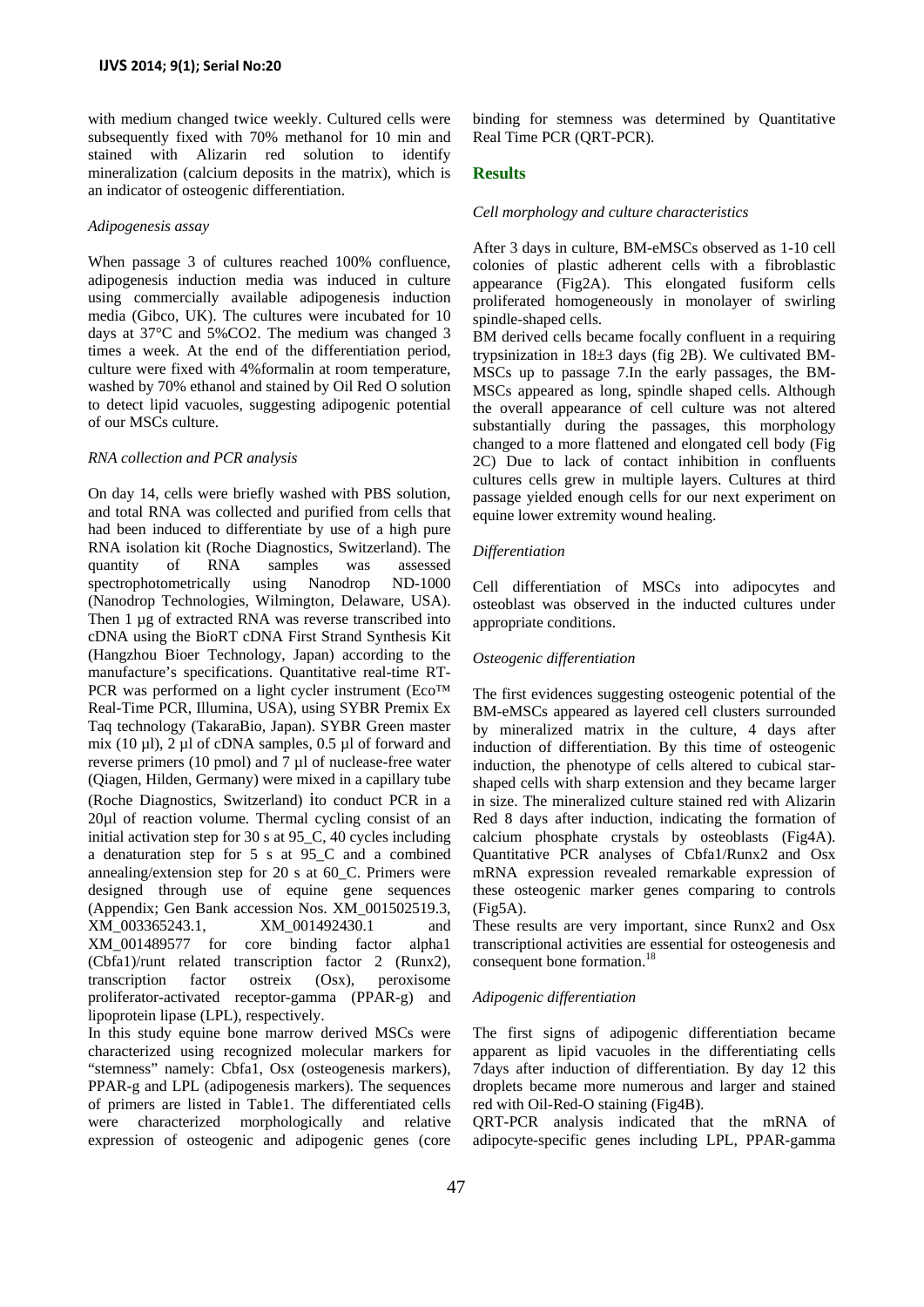with medium changed twice weekly. Cultured cells were subsequently fixed with 70% methanol for 10 min and stained with Alizarin red solution to identify mineralization (calcium deposits in the matrix), which is an indicator of osteogenic differentiation.

*Adipogenesis assay*

When passage 3 of cultures reached 100% confluence, adipogenesis induction media was induced in culture using commercially available adipogenesis induction media (Gibco, UK). The cultures were incubated for 10 days at 37°C and 5%CO2. The medium was changed 3 times a week. At the end of the differentiation period, culture were fixed with 4%formalin at room temperature, washed by 70% ethanol and stained by Oil Red O solution to detect lipid vacuoles, suggesting adipogenic potential of our MSCs culture.

*RNA collection and PCR analysis*

On day 14, cells were briefly washed with PBS solution, and total RNA was collected and purified from cells that had been induced to differentiate by use of a high pure RNA isolation kit (Roche Diagnostics, Switzerland). The quantity of RNA samples was assessed spectrophotometrically using Nanodrop ND-1000 (Nanodrop Technologies, Wilmington, Delaware, USA). Then 1 µg of extracted RNA was reverse transcribed into cDNA using the BioRT cDNA First Strand Synthesis Kit (Hangzhou Bioer Technology, Japan) according to the manufacture's specifications. Quantitative real-time RT-PCR was performed on a light cycler instrument (Eco™ Real-Time PCR, Illumina, USA), using SYBR Premix Ex Taq technology (TakaraBio, Japan). SYBR Green master mix (10 µl), 2 µl of cDNA samples, 0.5 µl of forward and reverse primers (10 pmol) and 7 µl of nuclease-free water (Qiagen, Hilden, Germany) were mixed in a capillary tube (Roche Diagnostics, Switzerland) ito conduct PCR in a 20µl of reaction volume. Thermal cycling consist of an initial activation step for 30 s at 95_C, 40 cycles including a denaturation step for 5 s at 95_C and a combined annealing/extension step for 20 s at 60_C. Primers were designed through use of equine gene sequences (Appendix; Gen Bank accession Nos. XM_001502519.3, XM_003365243.1, XM_001492430.1 and XM_001489577 for core binding factor alpha1 (Cbfa1)/runt related transcription factor 2 (Runx2), transcription factor ostreix (Osx), peroxisome proliferator-activated receptor-gamma (PPAR-g) and lipoprotein lipase (LPL), respectively.

In this study equine bone marrow derived MSCs were characterized using recognized molecular markers for "stemness" namely: Cbfa1, Osx (osteogenesis markers), PPAR-g and LPL (adipogenesis markers). The sequences of primers are listed in Table1. The differentiated cells were characterized morphologically and relative expression of osteogenic and adipogenic genes (core binding for stemness was determined by Quantitative Real Time PCR (QRT-PCR).

## Results

*Cell morphology and culture characteristics*

After 3 days in culture, BM-eMSCs observed as 1-10 cell colonies of plastic adherent cells with a fibroblastic appearance (Fig2A). This elongated fusiform cells proliferated homogeneously in monolayer of swirling spindle-shaped cells.

BM derived cells became focally confluent in a requiring trypsinization in 18±3 days (fig 2B). We cultivated BM-MSCs up to passage 7.In the early passages, the BM-MSCs appeared as long, spindle shaped cells. Although the overall appearance of cell culture was not altered substantially during the passages, this morphology changed to a more flattened and elongated cell body (Fig 2C) Due to lack of contact inhibition in confluents cultures cells grew in multiple layers. Cultures at third passage yielded enough cells for our next experiment on equine lower extremity wound healing.

*Differentiation*

Cell differentiation of MSCs into adipocytes and osteoblast was observed in the inducted cultures under appropriate conditions.

*Osteogenic differentiation*

The first evidences suggesting osteogenic potential of the BM-eMSCs appeared as layered cell clusters surrounded by mineralized matrix in the culture, 4 days after induction of differentiation. By this time of osteogenic induction, the phenotype of cells altered to cubical star-shaped cells with sharp extension and they became larger in size. The mineralized culture stained red with Alizarin Red 8 days after induction, indicating the formation of calcium phosphate crystals by osteoblasts (Fig4A). Quantitative PCR analyses of Cbfa1/Runx2 and Osx mRNA expression revealed remarkable expression of these osteogenic marker genes comparing to controls (Fig5A).

These results are very important, since Runx2 and Osx transcriptional activities are essential for osteogenesis and consequent bone formation.[18]

*Adipogenic differentiation*

The first signs of adipogenic differentiation became apparent as lipid vacuoles in the differentiating cells 7days after induction of differentiation. By day 12 this droplets became more numerous and larger and stained red with Oil-Red-O staining (Fig4B).

QRT-PCR analysis indicated that the mRNA of adipocyte-specific genes including LPL, PPAR-gamma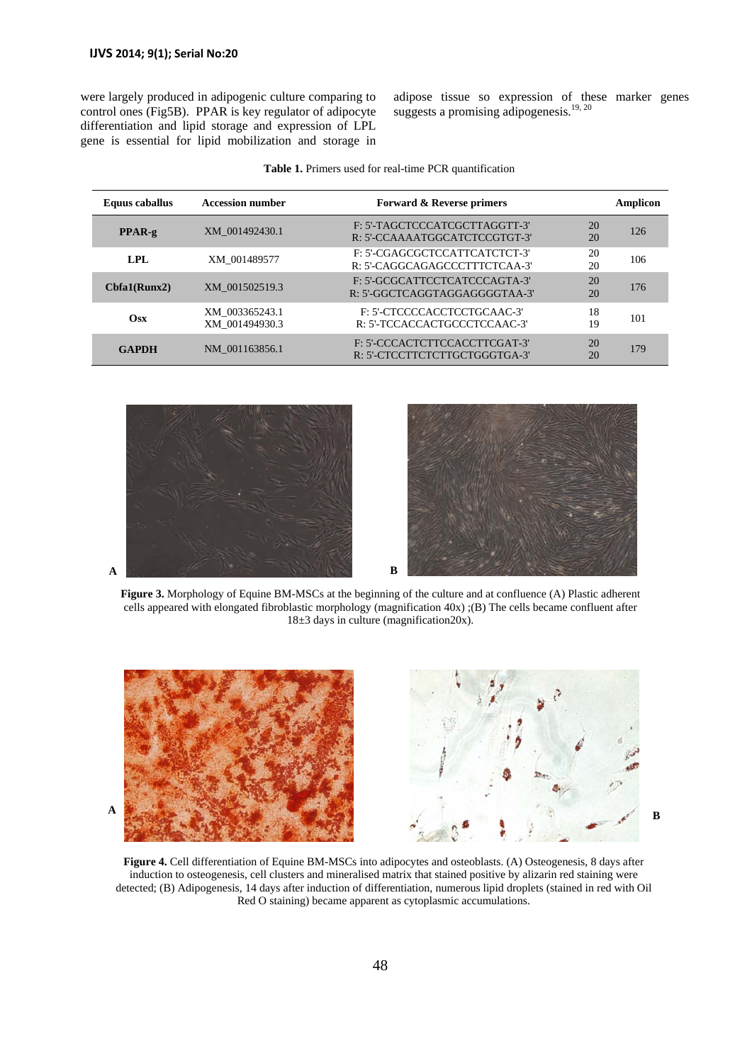were largely produced in adipogenic culture comparing to control ones (Fig5B). PPAR is key regulator of adipocyte differentiation and lipid storage and expression of LPL gene is essential for lipid mobilization and storage in adipose tissue so expression of these marker genes suggests a promising adipogenesis.[19, 20]

**Table 1.** Primers used for real-time PCR quantification

| Equus caballus | Accession number | Forward & Reverse primers | | Amplicon |
|---|---|---|---|---|
| **PPAR-g** | XM_001492430.1 | F: 5'-TAGCTCCCATCGCTTAGGTT-3'<br>R: 5'-CCAAAATGGCATCTCCGTGT-3' | 20<br>20 | 126 |
| **LPL** | XM_001489577 | F: 5'-CGAGCGCTCCATTCATCTCT-3'<br>R: 5'-CAGGCAGAGCCCTTTCTCAA-3' | 20<br>20 | 106 |
| **Cbfa1(Runx2)** | XM_001502519.3 | F: 5'-GCGCATTCCTCATCCCAGTA-3'<br>R: 5'-GGCTCAGGTAGGAGGGGTAA-3' | 20<br>20 | 176 |
| **Osx** | XM_003365243.1<br>XM_001494930.3 | F: 5'-CTCCCCACCTCCTGCAAC-3'<br>R: 5'-TCCACCACTGCCCTCCAAC-3' | 18<br>19 | 101 |
| **GAPDH** | NM_001163856.1 | F: 5'-CCCACTCTTCCACCTTCGAT-3'<br>R: 5'-CTCCTTCTCTTGCTGGGTGA-3' | 20<br>20 | 179 |

**Figure 3.** Morphology of Equine BM-MSCs at the beginning of the culture and at confluence (A) Plastic adherent cells appeared with elongated fibroblastic morphology (magnification 40x) ;(B) The cells became confluent after 18±3 days in culture (magnification20x).

**Figure 4.** Cell differentiation of Equine BM-MSCs into adipocytes and osteoblasts. (A) Osteogenesis, 8 days after induction to osteogenesis, cell clusters and mineralised matrix that stained positive by alizarin red staining were detected; (B) Adipogenesis, 14 days after induction of differentiation, numerous lipid droplets (stained in red with Oil Red O staining) became apparent as cytoplasmic accumulations.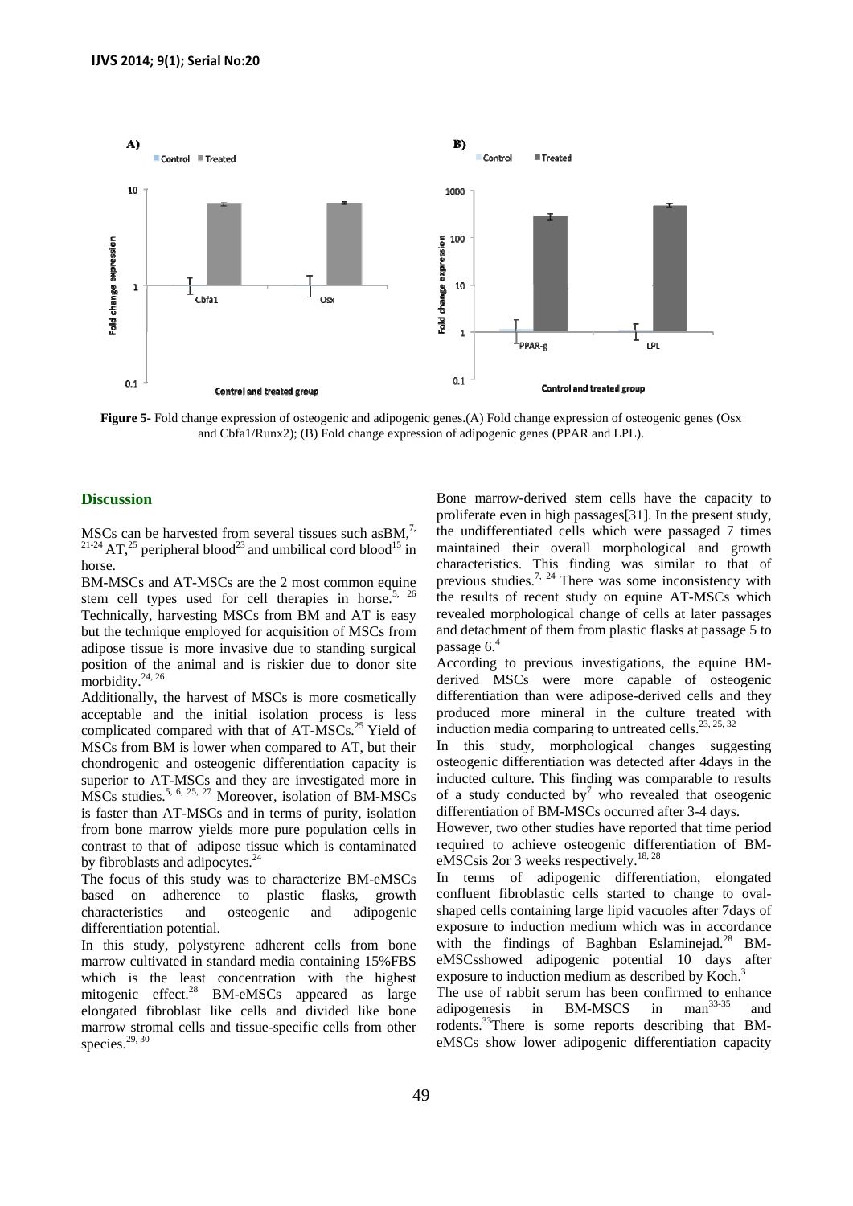Figure 5- Fold change expression of osteogenic and adipogenic genes.(A) Fold change expression of osteogenic genes (Osx and Cbfa1/Runx2); (B) Fold change expression of adipogenic genes (PPAR and LPL).

## Discussion

MSCs can be harvested from several tissues such asBM,[7, 21-24] AT,[25] peripheral blood[23] and umbilical cord blood[15] in horse.

BM-MSCs and AT-MSCs are the 2 most common equine stem cell types used for cell therapies in horse.[5, 26] Technically, harvesting MSCs from BM and AT is easy but the technique employed for acquisition of MSCs from adipose tissue is more invasive due to standing surgical position of the animal and is riskier due to donor site morbidity.[24, 26]

Additionally, the harvest of MSCs is more cosmetically acceptable and the initial isolation process is less complicated compared with that of AT-MSCs.[25] Yield of MSCs from BM is lower when compared to AT, but their chondrogenic and osteogenic differentiation capacity is superior to AT-MSCs and they are investigated more in MSCs studies.[5, 6, 25, 27] Moreover, isolation of BM-MSCs is faster than AT-MSCs and in terms of purity, isolation from bone marrow yields more pure population cells in contrast to that of adipose tissue which is contaminated by fibroblasts and adipocytes.[24]

The focus of this study was to characterize BM-eMSCs based on adherence to plastic flasks, growth characteristics and osteogenic and adipogenic differentiation potential.

In this study, polystyrene adherent cells from bone marrow cultivated in standard media containing 15%FBS which is the least concentration with the highest mitogenic effect.[28] BM-eMSCs appeared as large elongated fibroblast like cells and divided like bone marrow stromal cells and tissue-specific cells from other species.[29, 30]

Bone marrow-derived stem cells have the capacity to proliferate even in high passages[31]. In the present study, the undifferentiated cells which were passaged 7 times maintained their overall morphological and growth characteristics. This finding was similar to that of previous studies.[7, 24] There was some inconsistency with the results of recent study on equine AT-MSCs which revealed morphological change of cells at later passages and detachment of them from plastic flasks at passage 5 to passage 6.[4]

According to previous investigations, the equine BM-derived MSCs were more capable of osteogenic differentiation than were adipose-derived cells and they produced more mineral in the culture treated with induction media comparing to untreated cells.[23, 25, 32]

In this study, morphological changes suggesting osteogenic differentiation was detected after 4days in the inducted culture. This finding was comparable to results of a study conducted by[7] who revealed that oseogenic differentiation of BM-MSCs occurred after 3-4 days.

However, two other studies have reported that time period required to achieve osteogenic differentiation of BM-eMSCsis 2or 3 weeks respectively.[18, 28]

In terms of adipogenic differentiation, elongated confluent fibroblastic cells started to change to oval-shaped cells containing large lipid vacuoles after 7days of exposure to induction medium which was in accordance with the findings of Baghban Eslaminejad.[28] BM-eMSCsshowed adipogenic potential 10 days after exposure to induction medium as described by Koch.[3]

The use of rabbit serum has been confirmed to enhance adipogenesis in BM-MSCS in man[33-35] and rodents.[33]There is some reports describing that BM-eMSCs show lower adipogenic differentiation capacity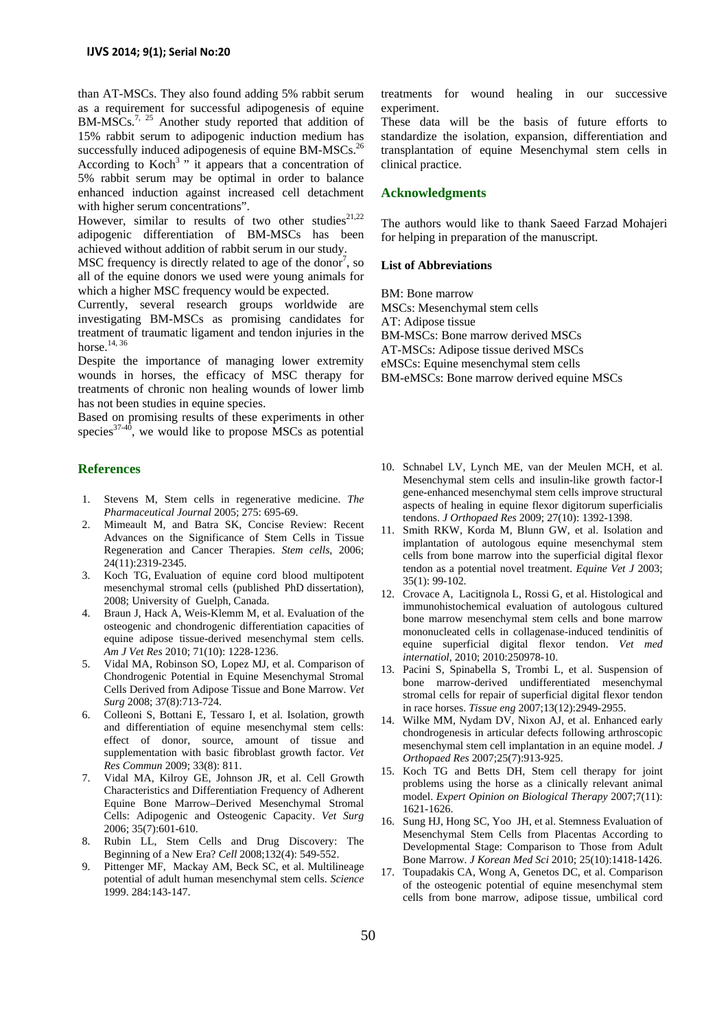than AT-MSCs. They also found adding 5% rabbit serum as a requirement for successful adipogenesis of equine BM-MSCs.[7, 25] Another study reported that addition of 15% rabbit serum to adipogenic induction medium has successfully induced adipogenesis of equine BM-MSCs.[26] According to Koch[3] " it appears that a concentration of 5% rabbit serum may be optimal in order to balance enhanced induction against increased cell detachment with higher serum concentrations".

However, similar to results of two other studies[21,22] adipogenic differentiation of BM-MSCs has been achieved without addition of rabbit serum in our study.

MSC frequency is directly related to age of the donor[7], so all of the equine donors we used were young animals for which a higher MSC frequency would be expected.

Currently, several research groups worldwide are investigating BM-MSCs as promising candidates for treatment of traumatic ligament and tendon injuries in the horse.[14, 36]

Despite the importance of managing lower extremity wounds in horses, the efficacy of MSC therapy for treatments of chronic non healing wounds of lower limb has not been studies in equine species.

Based on promising results of these experiments in other species[37-40], we would like to propose MSCs as potential treatments for wound healing in our successive experiment.

These data will be the basis of future efforts to standardize the isolation, expansion, differentiation and transplantation of equine Mesenchymal stem cells in clinical practice.

## Acknowledgments

The authors would like to thank Saeed Farzad Mohajeri for helping in preparation of the manuscript.

### List of Abbreviations

BM: Bone marrow
MSCs: Mesenchymal stem cells
AT: Adipose tissue
BM-MSCs: Bone marrow derived MSCs
AT-MSCs: Adipose tissue derived MSCs
eMSCs: Equine mesenchymal stem cells
BM-eMSCs: Bone marrow derived equine MSCs

## References

1. Stevens M, Stem cells in regenerative medicine. *The Pharmaceutical Journal* 2005; 275: 695-69.
2. Mimeault M, and Batra SK, Concise Review: Recent Advances on the Significance of Stem Cells in Tissue Regeneration and Cancer Therapies. *Stem cells*, 2006; 24(11):2319-2345.
3. Koch TG, Evaluation of equine cord blood multipotent mesenchymal stromal cells (published PhD dissertation), 2008; University of Guelph, Canada.
4. Braun J, Hack A, Weis-Klemm M, et al. Evaluation of the osteogenic and chondrogenic differentiation capacities of equine adipose tissue-derived mesenchymal stem cells. *Am J Vet Res* 2010; 71(10): 1228-1236.
5. Vidal MA, Robinson SO, Lopez MJ, et al. Comparison of Chondrogenic Potential in Equine Mesenchymal Stromal Cells Derived from Adipose Tissue and Bone Marrow. *Vet Surg* 2008; 37(8):713-724.
6. Colleoni S, Bottani E, Tessaro I, et al. Isolation, growth and differentiation of equine mesenchymal stem cells: effect of donor, source, amount of tissue and supplementation with basic fibroblast growth factor. *Vet Res Commun* 2009; 33(8): 811.
7. Vidal MA, Kilroy GE, Johnson JR, et al. Cell Growth Characteristics and Differentiation Frequency of Adherent Equine Bone Marrow–Derived Mesenchymal Stromal Cells: Adipogenic and Osteogenic Capacity. *Vet Surg* 2006; 35(7):601-610.
8. Rubin LL, Stem Cells and Drug Discovery: The Beginning of a New Era? *Cell* 2008;132(4): 549-552.
9. Pittenger MF, Mackay AM, Beck SC, et al. Multilineage potential of adult human mesenchymal stem cells. *Science* 1999. 284:143-147.
10. Schnabel LV, Lynch ME, van der Meulen MCH, et al. Mesenchymal stem cells and insulin-like growth factor-I gene-enhanced mesenchymal stem cells improve structural aspects of healing in equine flexor digitorum superficialis tendons. *J Orthopaed Res* 2009; 27(10): 1392-1398.
11. Smith RKW, Korda M, Blunn GW, et al. Isolation and implantation of autologous equine mesenchymal stem cells from bone marrow into the superficial digital flexor tendon as a potential novel treatment. *Equine Vet J* 2003; 35(1): 99-102.
12. Crovace A, Lacitignola L, Rossi G, et al. Histological and immunohistochemical evaluation of autologous cultured bone marrow mesenchymal stem cells and bone marrow mononucleated cells in collagenase-induced tendinitis of equine superficial digital flexor tendon. *Vet med internatiol*, 2010; 2010:250978-10.
13. Pacini S, Spinabella S, Trombi L, et al. Suspension of bone marrow-derived undifferentiated mesenchymal stromal cells for repair of superficial digital flexor tendon in race horses. *Tissue eng* 2007;13(12):2949-2955.
14. Wilke MM, Nydam DV, Nixon AJ, et al. Enhanced early chondrogenesis in articular defects following arthroscopic mesenchymal stem cell implantation in an equine model. *J Orthopaed Res* 2007;25(7):913-925.
15. Koch TG and Betts DH, Stem cell therapy for joint problems using the horse as a clinically relevant animal model. *Expert Opinion on Biological Therapy* 2007;7(11): 1621-1626.
16. Sung HJ, Hong SC, Yoo JH, et al. Stemness Evaluation of Mesenchymal Stem Cells from Placentas According to Developmental Stage: Comparison to Those from Adult Bone Marrow. *J Korean Med Sci* 2010; 25(10):1418-1426.
17. Toupadakis CA, Wong A, Genetos DC, et al. Comparison of the osteogenic potential of equine mesenchymal stem cells from bone marrow, adipose tissue, umbilical cord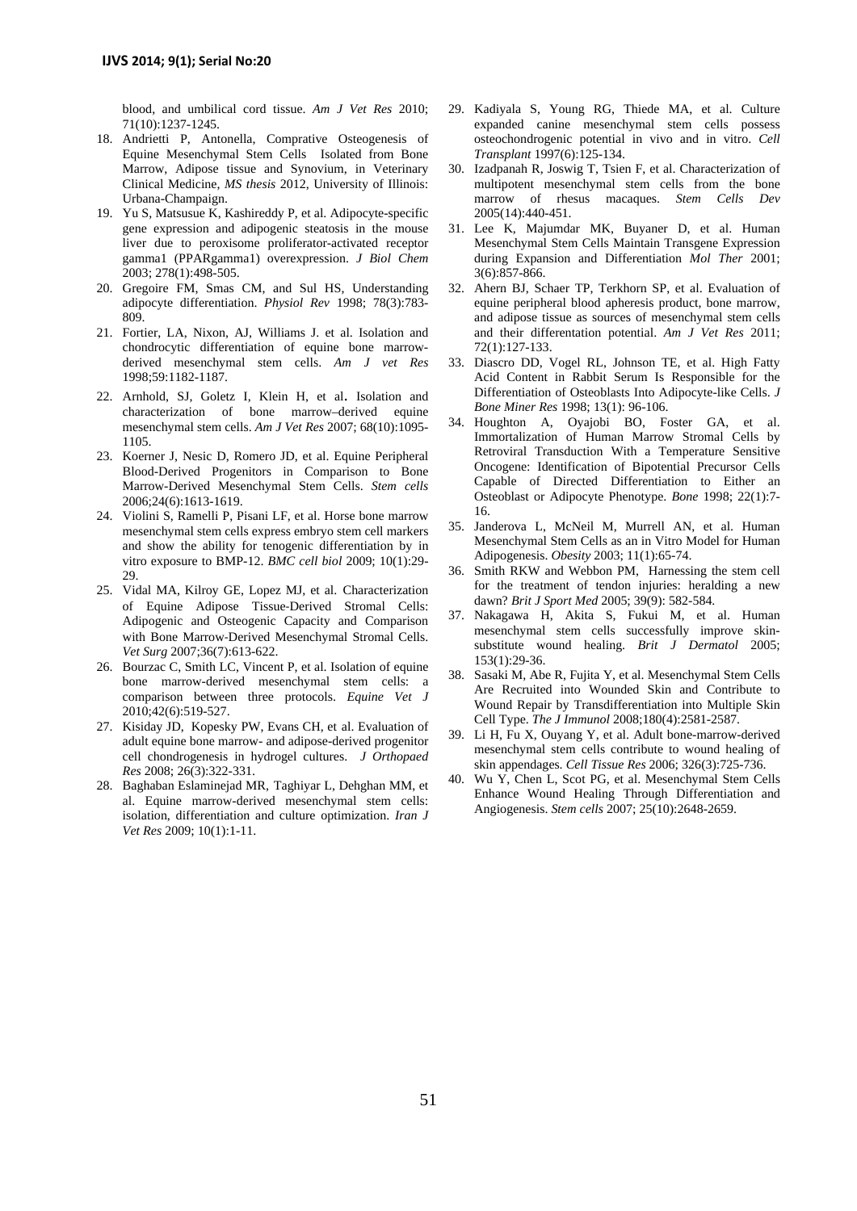blood, and umbilical cord tissue. *Am J Vet Res* 2010; 71(10):1237-1245.

18. Andrietti P, Antonella, Comprative Osteogenesis of Equine Mesenchymal Stem Cells Isolated from Bone Marrow, Adipose tissue and Synovium, in Veterinary Clinical Medicine, *MS thesis* 2012, University of Illinois: Urbana-Champaign.
19. Yu S, Matsusue K, Kashireddy P, et al. Adipocyte-specific gene expression and adipogenic steatosis in the mouse liver due to peroxisome proliferator-activated receptor gamma1 (PPARgamma1) overexpression. *J Biol Chem* 2003; 278(1):498-505.
20. Gregoire FM, Smas CM, and Sul HS, Understanding adipocyte differentiation. *Physiol Rev* 1998; 78(3):783-809.
21. Fortier, LA, Nixon, AJ, Williams J. et al. Isolation and chondrocytic differentiation of equine bone marrow-derived mesenchymal stem cells. *Am J vet Res* 1998;59:1182-1187.
22. Arnhold, SJ, Goletz I, Klein H, et al**.** Isolation and characterization of bone marrow–derived equine mesenchymal stem cells. *Am J Vet Res* 2007; 68(10):1095-1105.
23. Koerner J, Nesic D, Romero JD, et al. Equine Peripheral Blood-Derived Progenitors in Comparison to Bone Marrow-Derived Mesenchymal Stem Cells. *Stem cells* 2006;24(6):1613-1619.
24. Violini S, Ramelli P, Pisani LF, et al. Horse bone marrow mesenchymal stem cells express embryo stem cell markers and show the ability for tenogenic differentiation by in vitro exposure to BMP-12. *BMC cell biol* 2009; 10(1):29-29.
25. Vidal MA, Kilroy GE, Lopez MJ, et al. Characterization of Equine Adipose Tissue-Derived Stromal Cells: Adipogenic and Osteogenic Capacity and Comparison with Bone Marrow-Derived Mesenchymal Stromal Cells. *Vet Surg* 2007;36(7):613-622.
26. Bourzac C, Smith LC, Vincent P, et al. Isolation of equine bone marrow-derived mesenchymal stem cells: a comparison between three protocols. *Equine Vet J* 2010;42(6):519-527.
27. Kisiday JD, Kopesky PW, Evans CH, et al. Evaluation of adult equine bone marrow- and adipose-derived progenitor cell chondrogenesis in hydrogel cultures. *J Orthopaed Res* 2008; 26(3):322-331.
28. Baghaban Eslaminejad MR, Taghiyar L, Dehghan MM, et al. Equine marrow-derived mesenchymal stem cells: isolation, differentiation and culture optimization. *Iran J Vet Res* 2009; 10(1):1-11.
29. Kadiyala S, Young RG, Thiede MA, et al. Culture expanded canine mesenchymal stem cells possess osteochondrogenic potential in vivo and in vitro. *Cell Transplant* 1997(6):125-134.
30. Izadpanah R, Joswig T, Tsien F, et al. Characterization of multipotent mesenchymal stem cells from the bone marrow of rhesus macaques. *Stem Cells Dev* 2005(14):440-451.
31. Lee K, Majumdar MK, Buyaner D, et al. Human Mesenchymal Stem Cells Maintain Transgene Expression during Expansion and Differentiation *Mol Ther* 2001; 3(6):857-866.
32. Ahern BJ, Schaer TP, Terkhorn SP, et al. Evaluation of equine peripheral blood apheresis product, bone marrow, and adipose tissue as sources of mesenchymal stem cells and their differentation potential. *Am J Vet Res* 2011; 72(1):127-133.
33. Diascro DD, Vogel RL, Johnson TE, et al. High Fatty Acid Content in Rabbit Serum Is Responsible for the Differentiation of Osteoblasts Into Adipocyte-like Cells. *J Bone Miner Res* 1998; 13(1): 96-106.
34. Houghton A, Oyajobi BO, Foster GA, et al. Immortalization of Human Marrow Stromal Cells by Retroviral Transduction With a Temperature Sensitive Oncogene: Identification of Bipotential Precursor Cells Capable of Directed Differentiation to Either an Osteoblast or Adipocyte Phenotype. *Bone* 1998; 22(1):7-16.
35. Janderova L, McNeil M, Murrell AN, et al. Human Mesenchymal Stem Cells as an in Vitro Model for Human Adipogenesis. *Obesity* 2003; 11(1):65-74.
36. Smith RKW and Webbon PM, Harnessing the stem cell for the treatment of tendon injuries: heralding a new dawn? *Brit J Sport Med* 2005; 39(9): 582-584.
37. Nakagawa H, Akita S, Fukui M, et al. Human mesenchymal stem cells successfully improve skin-substitute wound healing. *Brit J Dermatol* 2005; 153(1):29-36.
38. Sasaki M, Abe R, Fujita Y, et al. Mesenchymal Stem Cells Are Recruited into Wounded Skin and Contribute to Wound Repair by Transdifferentiation into Multiple Skin Cell Type. *The J Immunol* 2008;180(4):2581-2587.
39. Li H, Fu X, Ouyang Y, et al. Adult bone-marrow-derived mesenchymal stem cells contribute to wound healing of skin appendages. *Cell Tissue Res* 2006; 326(3):725-736.
40. Wu Y, Chen L, Scot PG, et al. Mesenchymal Stem Cells Enhance Wound Healing Through Differentiation and Angiogenesis. *Stem cells* 2007; 25(10):2648-2659.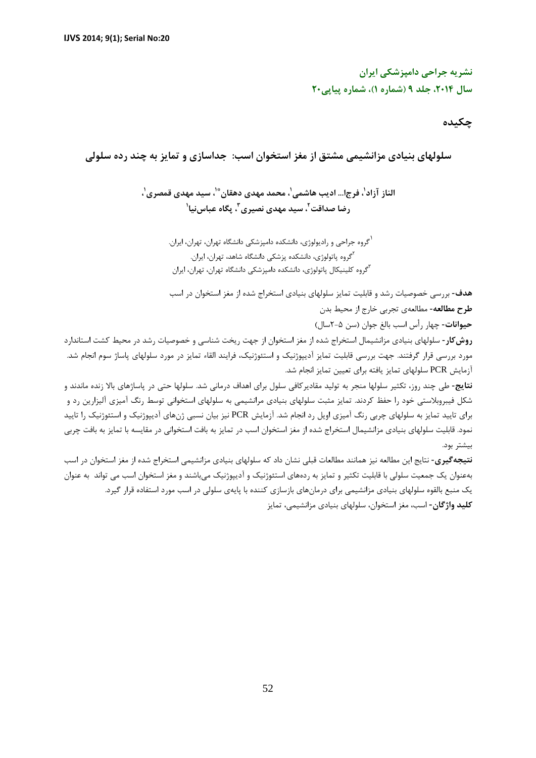**نشریه جراحی دامپزشکی ایران**
**سال ۲۰۱۴، جلد ۹ (شماره ۱)، شماره پیاپی۲۰**

## چکیده

## سلولهای بنیادی مزانشیمی مشتق از مغز استخوان اسب: جداسازی و تمایز به چند رده سلولی

**الناز آزاد[۱]، فرجا... ادیب هاشمی[۱]، محمد مهدی دهقان[۱*]، سید مهدی قمصری[۱]، رضا صداقت[۲]، سید مهدی نصیری[۳]، پگاه عباس‌نیا[۱]**

[۱]گروه جراحی و رادیولوژی، دانشکده دامپزشکی دانشگاه تهران، تهران، ایران.
[۲]گروه پاتولوژی، دانشکده پزشکی دانشگاه شاهد، تهران، ایران.
[۳]گروه کلینیکال پاتولوژی، دانشکده دامپزشکی دانشگاه تهران، تهران، ایران

**هدف-** بررسی خصوصیات رشد و قابلیت تمایز سلولهای بنیادی استخراج شده از مغز استخوان در اسب

**طرح مطالعه-** مطالعه‌ی تجربی خارج از محیط بدن

**حیوانات-** چهار رأس اسب بالغ جوان (سن ۵-۲سال)

**روش‌کار-** سلولهای بنیادی مزانشیمال استخراج شده از مغز استخوان از جهت ریخت شناسی و خصوصیات رشد در محیط کشت استاندارد مورد بررسی قرار گرفتند. جهت بررسی قابلیت تمایز آدیپوژنیک و استئوژنیک، فرایند القاء تمایز در مورد سلولهای پاساژ سوم انجام شد. آزمایش PCR سلولهای تمایز یافته برای تعیین تمایز انجام شد.

**نتایج-** طی چند روز، تکثیر سلولها منجر به تولید مقادیرکافی سلول برای اهداف درمانی شد. سلولها حتی در پاساژهای بالا زنده ماندند و شکل فیبروبلاستی خود را حفظ کردند. تمایز مثبت سلولهای بنیادی مزانشیمی به سلولهای استخوانی توسط رنگ آمیزی آلیزارین رد و برای تایید تمایز به سلولهای چربی رنگ آمیزی اویل رد انجام شد. آزمایش PCR نیز بیان نسبی ژن‌های آدیپوژنیک و استئوژنیک را تایید نمود. قابلیت سلولهای بنیادی مزانشیمال استخراج شده از مغز استخوان اسب در تمایز به بافت استخوانی در مقایسه با تمایز به بافت چربی بیشتر بود.

**نتیجه‌گیری-** نتایج این مطالعه نیز همانند مطالعات قبلی نشان داد که سلولهای بنیادی مزانشیمی استخراج شده از مغز استخوان در اسب به‌عنوان یک جمعیت سلولی با قابلیت تکثیر و تمایز به رده‌های استئوژنیک و آدیپوژنیک می‌باشند و مغز استخوان اسب می تواند به عنوان یک منبع بالقوه سلولهای بنیادی مزانشیمی برای درمان‌های بازسازی کننده با پایه‌ی سلولی در اسب مورد استفاده قرار گیرد.

**کلید واژگان-** اسب، مغز استخوان، سلولهای بنیادی مزانشیمی، تمایز